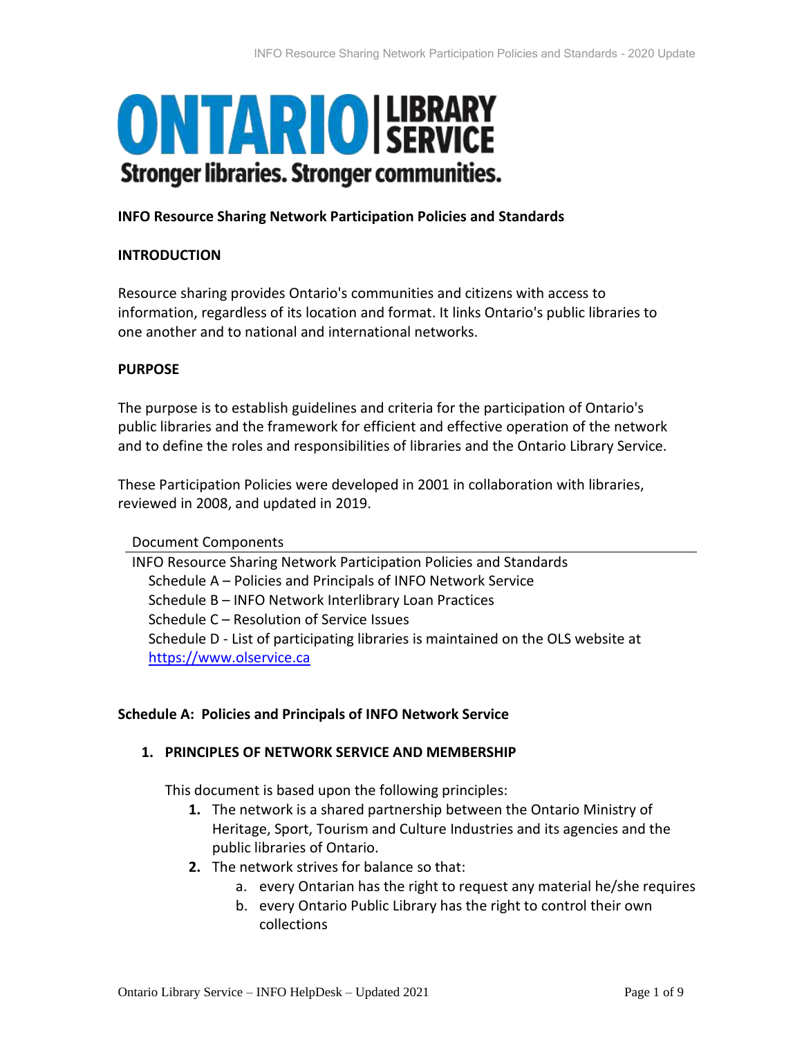ONTARIO | LIBRARY SERVICE
Stronger libraries. Stronger communities.

**INFO Resource Sharing Network Participation Policies and Standards**

**INTRODUCTION**

Resource sharing provides Ontario's communities and citizens with access to information, regardless of its location and format. It links Ontario's public libraries to one another and to national and international networks.

**PURPOSE**

The purpose is to establish guidelines and criteria for the participation of Ontario's public libraries and the framework for efficient and effective operation of the network and to define the roles and responsibilities of libraries and the Ontario Library Service.

These Participation Policies were developed in 2001 in collaboration with libraries, reviewed in 2008, and updated in 2019.

Document Components

- INFO Resource Sharing Network Participation Policies and Standards
  - Schedule A – Policies and Principals of INFO Network Service
  - Schedule B – INFO Network Interlibrary Loan Practices
  - Schedule C – Resolution of Service Issues
  - Schedule D - List of participating libraries is maintained on the OLS website at https://www.olservice.ca

**Schedule A: Policies and Principals of INFO Network Service**

1. **PRINCIPLES OF NETWORK SERVICE AND MEMBERSHIP**

   This document is based upon the following principles:

   1. The network is a shared partnership between the Ontario Ministry of Heritage, Sport, Tourism and Culture Industries and its agencies and the public libraries of Ontario.
   2. The network strives for balance so that:
      a. every Ontarian has the right to request any material he/she requires
      b. every Ontario Public Library has the right to control their own collections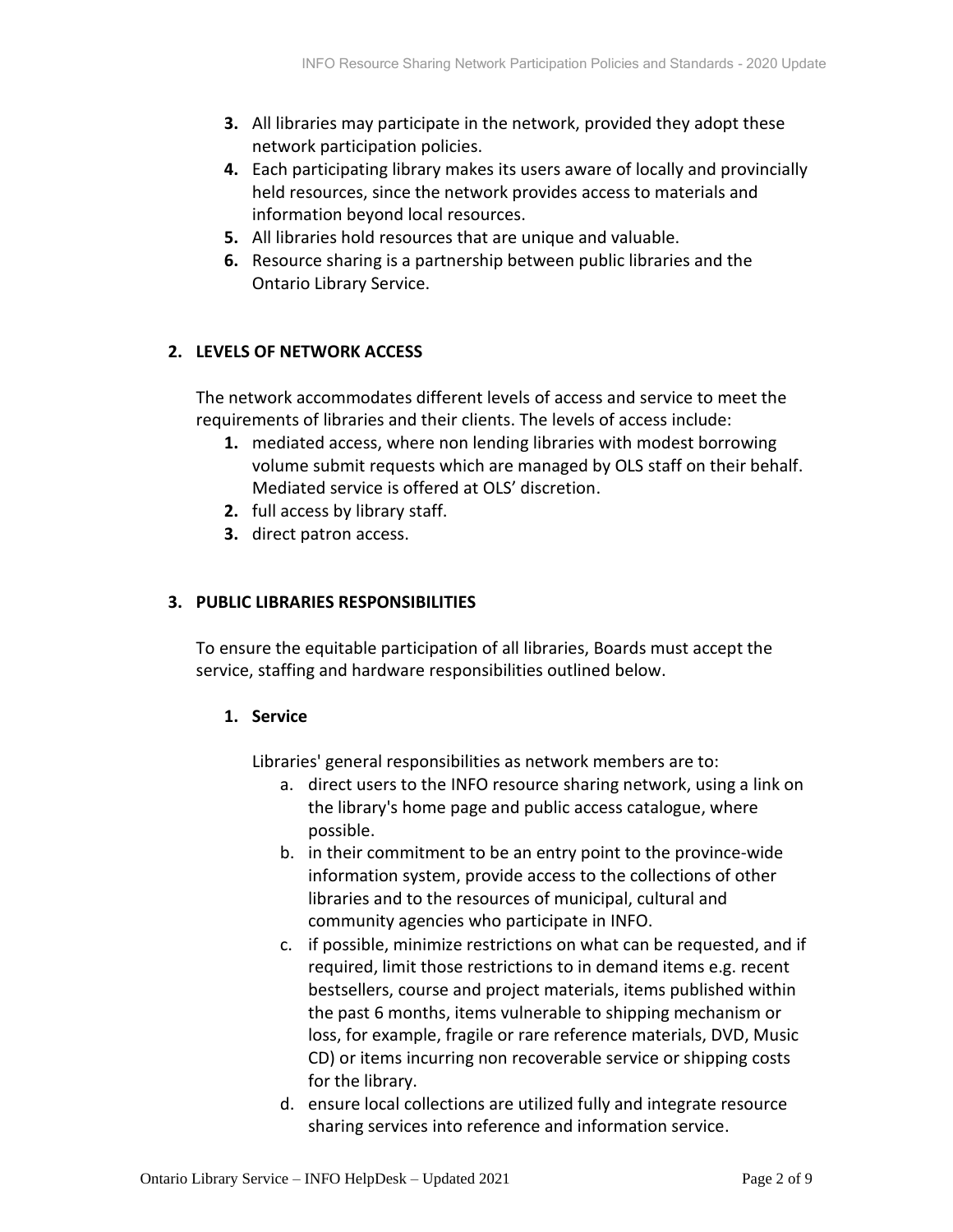3. All libraries may participate in the network, provided they adopt these network participation policies.
4. Each participating library makes its users aware of locally and provincially held resources, since the network provides access to materials and information beyond local resources.
5. All libraries hold resources that are unique and valuable.
6. Resource sharing is a partnership between public libraries and the Ontario Library Service.

## 2. LEVELS OF NETWORK ACCESS

The network accommodates different levels of access and service to meet the requirements of libraries and their clients. The levels of access include:

1. mediated access, where non lending libraries with modest borrowing volume submit requests which are managed by OLS staff on their behalf. Mediated service is offered at OLS' discretion.
2. full access by library staff.
3. direct patron access.

## 3. PUBLIC LIBRARIES RESPONSIBILITIES

To ensure the equitable participation of all libraries, Boards must accept the service, staffing and hardware responsibilities outlined below.

### 1. Service

Libraries' general responsibilities as network members are to:

a. direct users to the INFO resource sharing network, using a link on the library's home page and public access catalogue, where possible.
b. in their commitment to be an entry point to the province-wide information system, provide access to the collections of other libraries and to the resources of municipal, cultural and community agencies who participate in INFO.
c. if possible, minimize restrictions on what can be requested, and if required, limit those restrictions to in demand items e.g. recent bestsellers, course and project materials, items published within the past 6 months, items vulnerable to shipping mechanism or loss, for example, fragile or rare reference materials, DVD, Music CD) or items incurring non recoverable service or shipping costs for the library.
d. ensure local collections are utilized fully and integrate resource sharing services into reference and information service.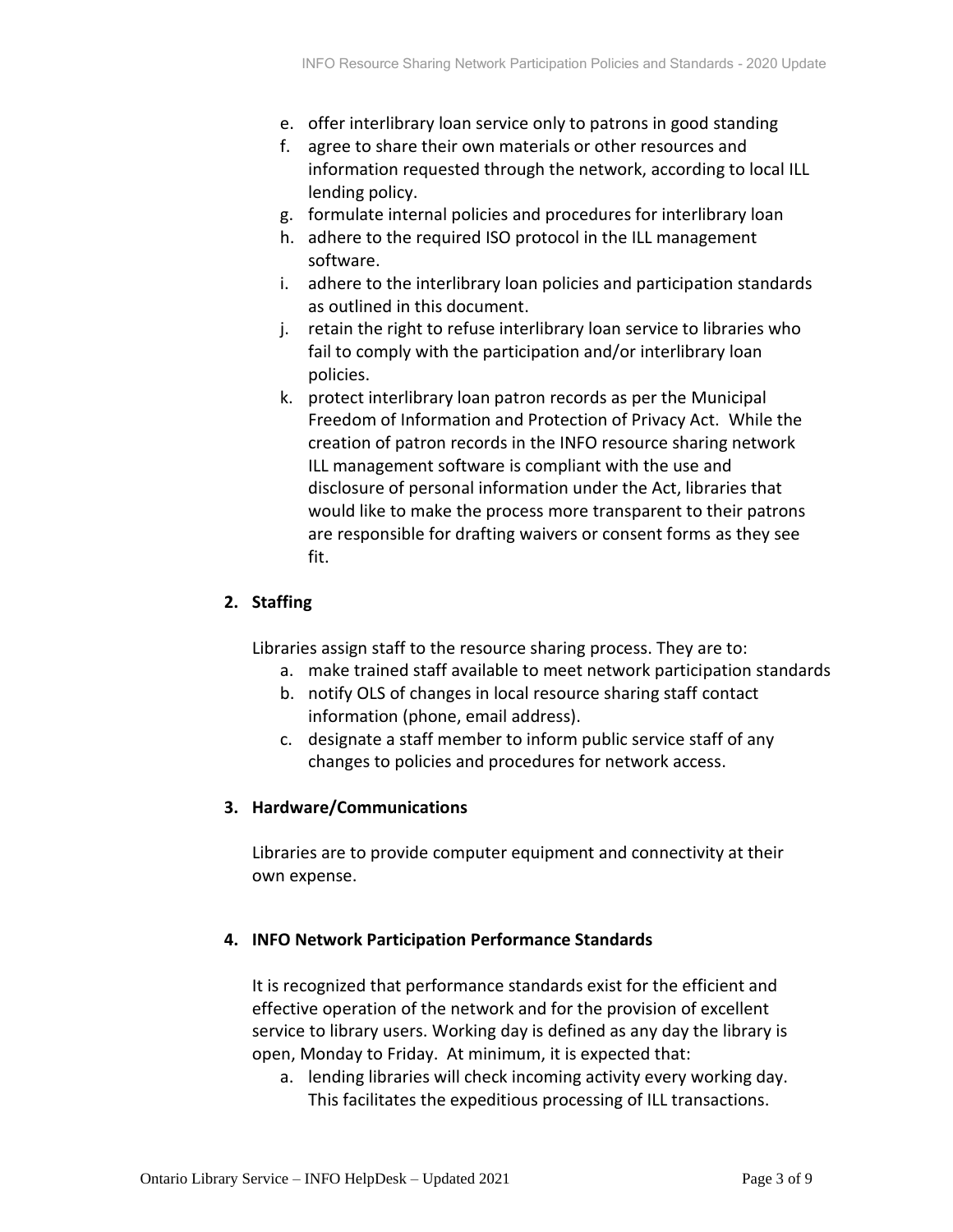e. offer interlibrary loan service only to patrons in good standing
f. agree to share their own materials or other resources and information requested through the network, according to local ILL lending policy.
g. formulate internal policies and procedures for interlibrary loan
h. adhere to the required ISO protocol in the ILL management software.
i. adhere to the interlibrary loan policies and participation standards as outlined in this document.
j. retain the right to refuse interlibrary loan service to libraries who fail to comply with the participation and/or interlibrary loan policies.
k. protect interlibrary loan patron records as per the Municipal Freedom of Information and Protection of Privacy Act. While the creation of patron records in the INFO resource sharing network ILL management software is compliant with the use and disclosure of personal information under the Act, libraries that would like to make the process more transparent to their patrons are responsible for drafting waivers or consent forms as they see fit.

## 2. Staffing

Libraries assign staff to the resource sharing process. They are to:

a. make trained staff available to meet network participation standards
b. notify OLS of changes in local resource sharing staff contact information (phone, email address).
c. designate a staff member to inform public service staff of any changes to policies and procedures for network access.

## 3. Hardware/Communications

Libraries are to provide computer equipment and connectivity at their own expense.

## 4. INFO Network Participation Performance Standards

It is recognized that performance standards exist for the efficient and effective operation of the network and for the provision of excellent service to library users. Working day is defined as any day the library is open, Monday to Friday. At minimum, it is expected that:

a. lending libraries will check incoming activity every working day. This facilitates the expeditious processing of ILL transactions.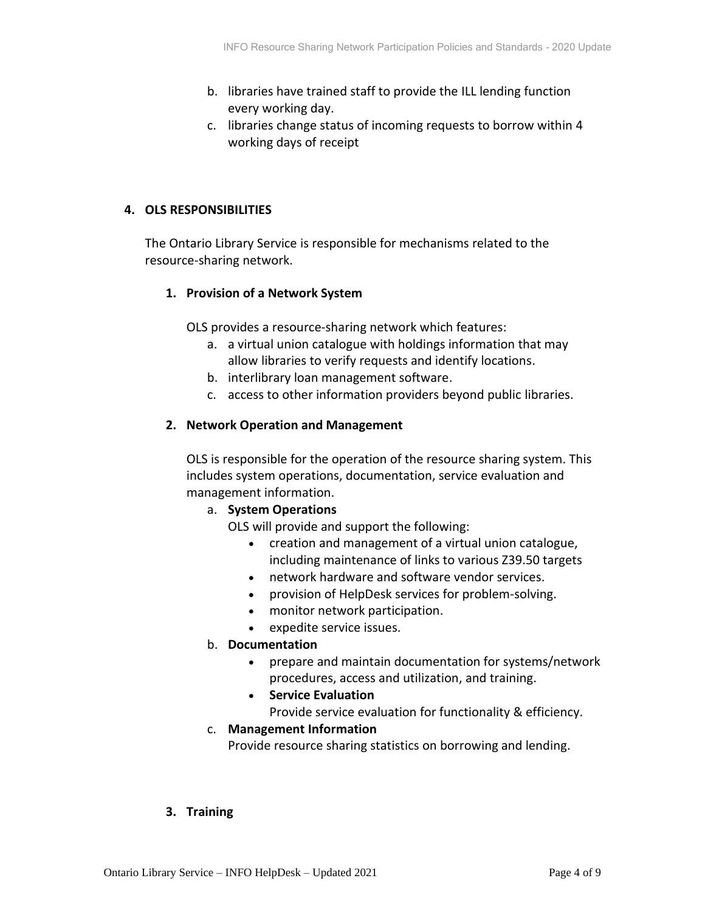b. libraries have trained staff to provide the ILL lending function every working day.
c. libraries change status of incoming requests to borrow within 4 working days of receipt

## 4. OLS RESPONSIBILITIES

The Ontario Library Service is responsible for mechanisms related to the resource-sharing network.

### 1. Provision of a Network System

OLS provides a resource-sharing network which features:

a. a virtual union catalogue with holdings information that may allow libraries to verify requests and identify locations.
b. interlibrary loan management software.
c. access to other information providers beyond public libraries.

### 2. Network Operation and Management

OLS is responsible for the operation of the resource sharing system. This includes system operations, documentation, service evaluation and management information.

a. **System Operations**
   OLS will provide and support the following:
   - creation and management of a virtual union catalogue, including maintenance of links to various Z39.50 targets
   - network hardware and software vendor services.
   - provision of HelpDesk services for problem-solving.
   - monitor network participation.
   - expedite service issues.
b. **Documentation**
   - prepare and maintain documentation for systems/network procedures, access and utilization, and training.
   - **Service Evaluation**
     Provide service evaluation for functionality & efficiency.
c. **Management Information**
   Provide resource sharing statistics on borrowing and lending.

### 3. Training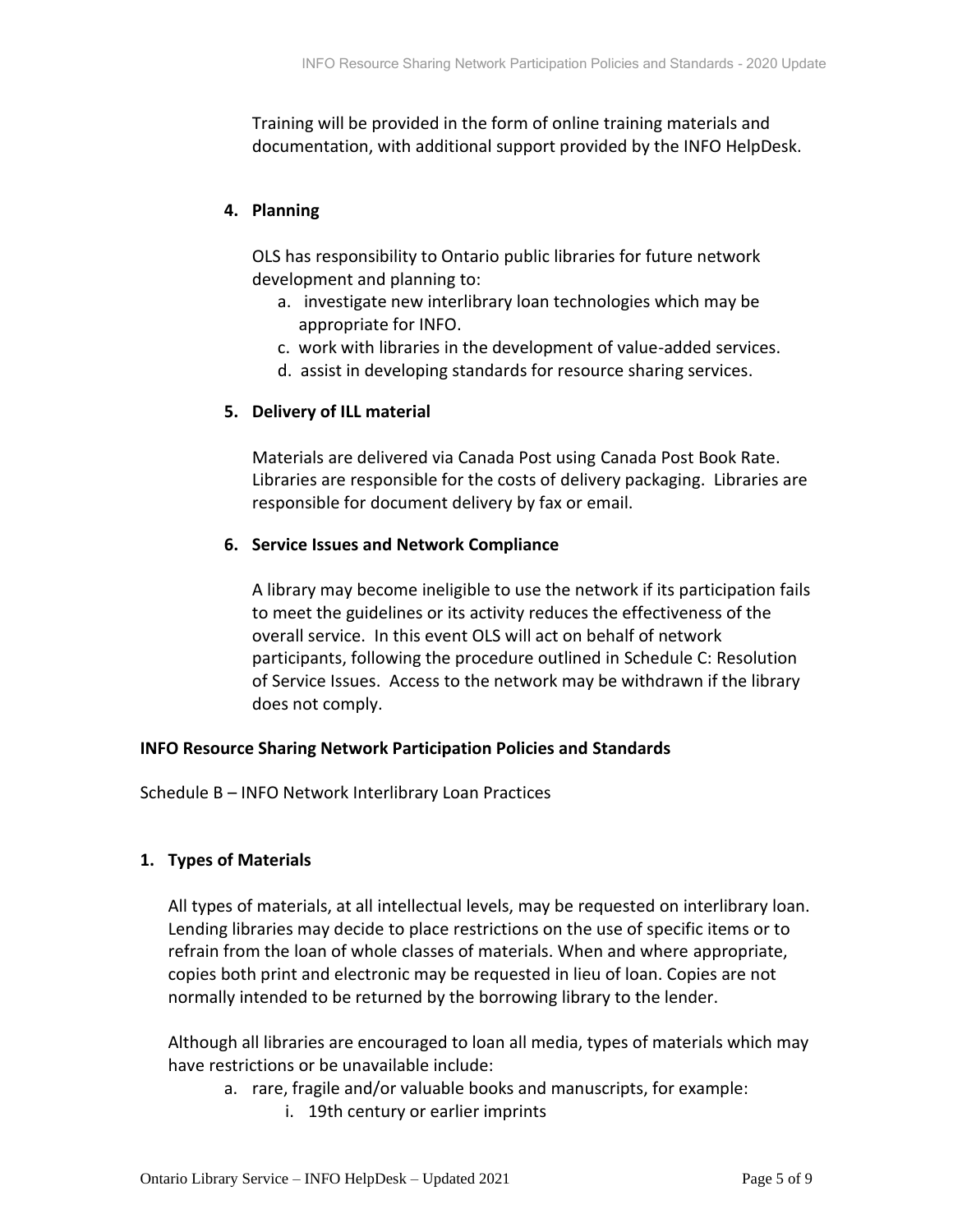Training will be provided in the form of online training materials and documentation, with additional support provided by the INFO HelpDesk.

4. **Planning**

   OLS has responsibility to Ontario public libraries for future network development and planning to:

   a. investigate new interlibrary loan technologies which may be appropriate for INFO.
   c. work with libraries in the development of value-added services.
   d. assist in developing standards for resource sharing services.

5. **Delivery of ILL material**

   Materials are delivered via Canada Post using Canada Post Book Rate. Libraries are responsible for the costs of delivery packaging. Libraries are responsible for document delivery by fax or email.

6. **Service Issues and Network Compliance**

   A library may become ineligible to use the network if its participation fails to meet the guidelines or its activity reduces the effectiveness of the overall service. In this event OLS will act on behalf of network participants, following the procedure outlined in Schedule C: Resolution of Service Issues. Access to the network may be withdrawn if the library does not comply.

**INFO Resource Sharing Network Participation Policies and Standards**

Schedule B – INFO Network Interlibrary Loan Practices

**1. Types of Materials**

All types of materials, at all intellectual levels, may be requested on interlibrary loan. Lending libraries may decide to place restrictions on the use of specific items or to refrain from the loan of whole classes of materials. When and where appropriate, copies both print and electronic may be requested in lieu of loan. Copies are not normally intended to be returned by the borrowing library to the lender.

Although all libraries are encouraged to loan all media, types of materials which may have restrictions or be unavailable include:

a. rare, fragile and/or valuable books and manuscripts, for example:
   i. 19th century or earlier imprints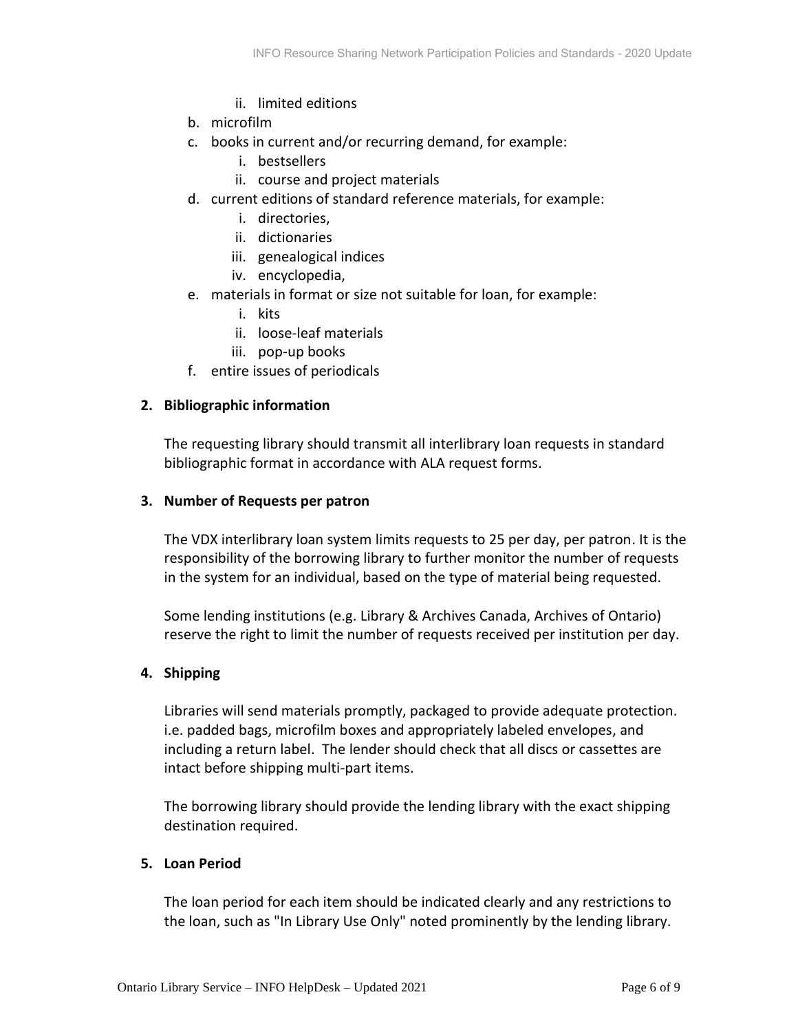- ii. limited editions
- b. microfilm
- c. books in current and/or recurring demand, for example:
   - i. bestsellers
   - ii. course and project materials
- d. current editions of standard reference materials, for example:
   - i. directories,
   - ii. dictionaries
   - iii. genealogical indices
   - iv. encyclopedia,
- e. materials in format or size not suitable for loan, for example:
   - i. kits
   - ii. loose-leaf materials
   - iii. pop-up books
- f. entire issues of periodicals

**2. Bibliographic information**

The requesting library should transmit all interlibrary loan requests in standard bibliographic format in accordance with ALA request forms.

**3. Number of Requests per patron**

The VDX interlibrary loan system limits requests to 25 per day, per patron. It is the responsibility of the borrowing library to further monitor the number of requests in the system for an individual, based on the type of material being requested.

Some lending institutions (e.g. Library & Archives Canada, Archives of Ontario) reserve the right to limit the number of requests received per institution per day.

**4. Shipping**

Libraries will send materials promptly, packaged to provide adequate protection. i.e. padded bags, microfilm boxes and appropriately labeled envelopes, and including a return label. The lender should check that all discs or cassettes are intact before shipping multi-part items.

The borrowing library should provide the lending library with the exact shipping destination required.

**5. Loan Period**

The loan period for each item should be indicated clearly and any restrictions to the loan, such as "In Library Use Only" noted prominently by the lending library.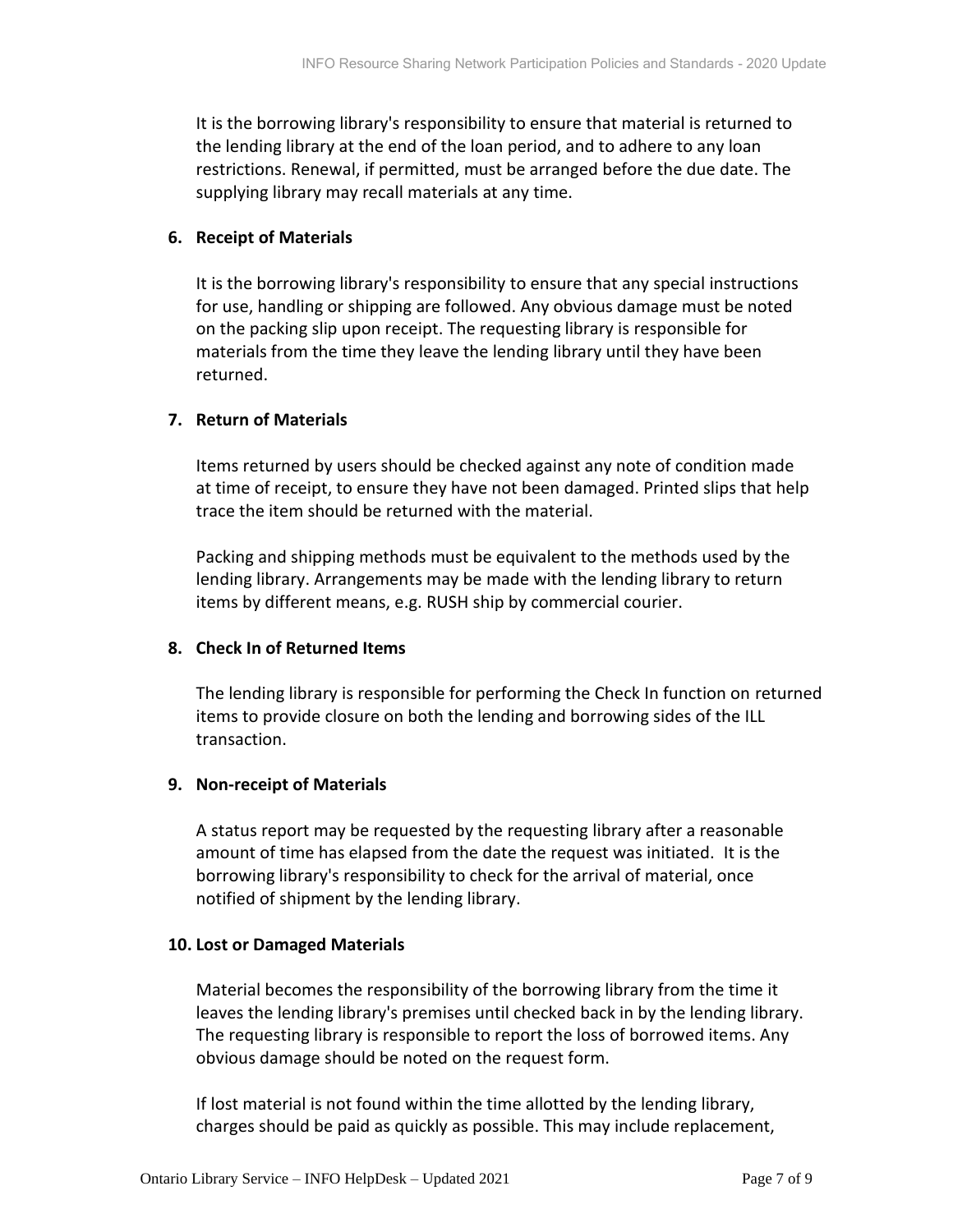It is the borrowing library's responsibility to ensure that material is returned to the lending library at the end of the loan period, and to adhere to any loan restrictions. Renewal, if permitted, must be arranged before the due date. The supplying library may recall materials at any time.

6. **Receipt of Materials**

It is the borrowing library's responsibility to ensure that any special instructions for use, handling or shipping are followed. Any obvious damage must be noted on the packing slip upon receipt. The requesting library is responsible for materials from the time they leave the lending library until they have been returned.

7. **Return of Materials**

Items returned by users should be checked against any note of condition made at time of receipt, to ensure they have not been damaged. Printed slips that help trace the item should be returned with the material.

Packing and shipping methods must be equivalent to the methods used by the lending library. Arrangements may be made with the lending library to return items by different means, e.g. RUSH ship by commercial courier.

8. **Check In of Returned Items**

The lending library is responsible for performing the Check In function on returned items to provide closure on both the lending and borrowing sides of the ILL transaction.

9. **Non-receipt of Materials**

A status report may be requested by the requesting library after a reasonable amount of time has elapsed from the date the request was initiated. It is the borrowing library's responsibility to check for the arrival of material, once notified of shipment by the lending library.

10. **Lost or Damaged Materials**

Material becomes the responsibility of the borrowing library from the time it leaves the lending library's premises until checked back in by the lending library. The requesting library is responsible to report the loss of borrowed items. Any obvious damage should be noted on the request form.

If lost material is not found within the time allotted by the lending library, charges should be paid as quickly as possible. This may include replacement,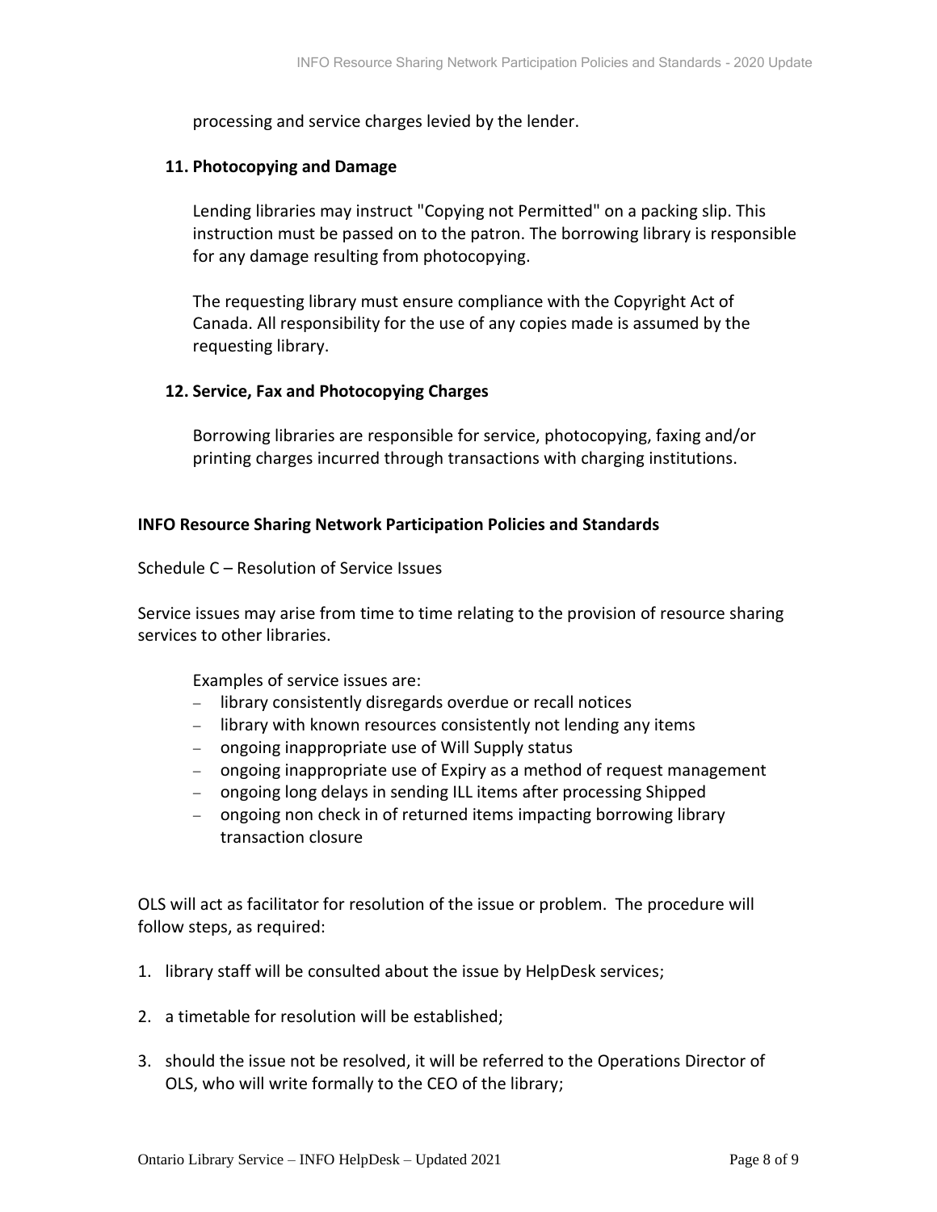processing and service charges levied by the lender.

**11. Photocopying and Damage**

Lending libraries may instruct "Copying not Permitted" on a packing slip. This instruction must be passed on to the patron. The borrowing library is responsible for any damage resulting from photocopying.

The requesting library must ensure compliance with the Copyright Act of Canada. All responsibility for the use of any copies made is assumed by the requesting library.

**12. Service, Fax and Photocopying Charges**

Borrowing libraries are responsible for service, photocopying, faxing and/or printing charges incurred through transactions with charging institutions.

**INFO Resource Sharing Network Participation Policies and Standards**

Schedule C – Resolution of Service Issues

Service issues may arise from time to time relating to the provision of resource sharing services to other libraries.

Examples of service issues are:

- library consistently disregards overdue or recall notices
- library with known resources consistently not lending any items
- ongoing inappropriate use of Will Supply status
- ongoing inappropriate use of Expiry as a method of request management
- ongoing long delays in sending ILL items after processing Shipped
- ongoing non check in of returned items impacting borrowing library transaction closure

OLS will act as facilitator for resolution of the issue or problem. The procedure will follow steps, as required:

1. library staff will be consulted about the issue by HelpDesk services;
2. a timetable for resolution will be established;
3. should the issue not be resolved, it will be referred to the Operations Director of OLS, who will write formally to the CEO of the library;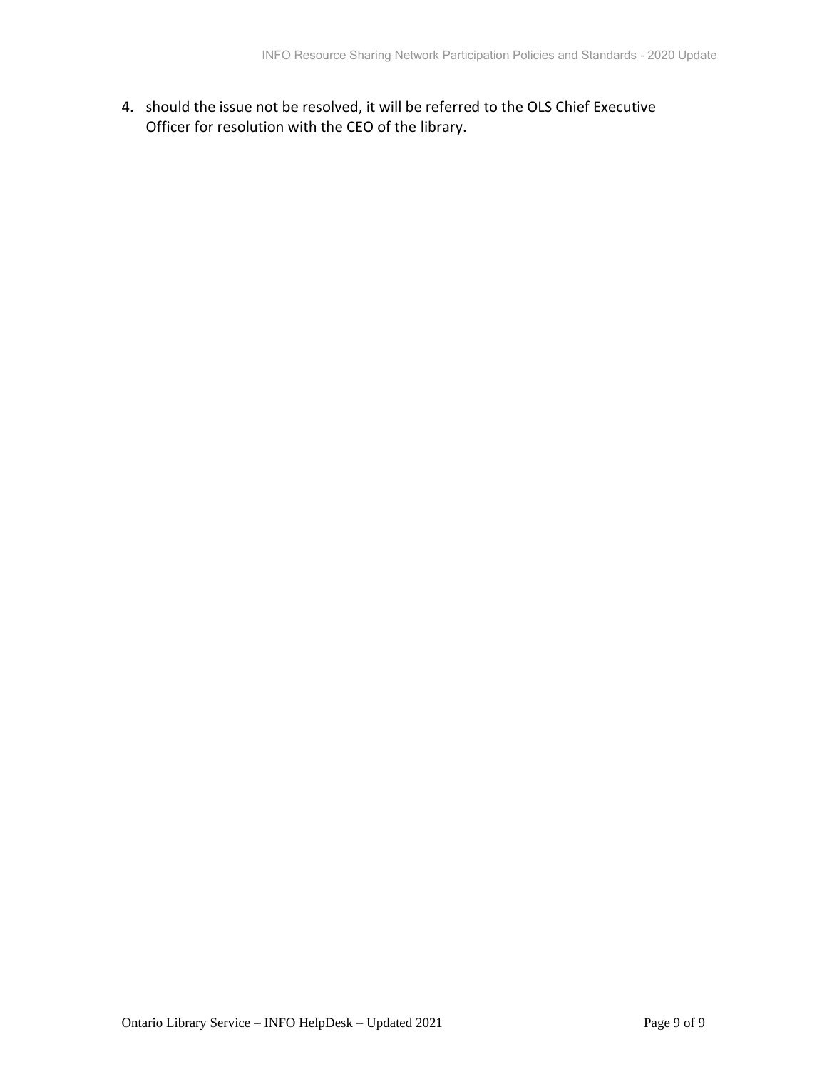4. should the issue not be resolved, it will be referred to the OLS Chief Executive Officer for resolution with the CEO of the library.